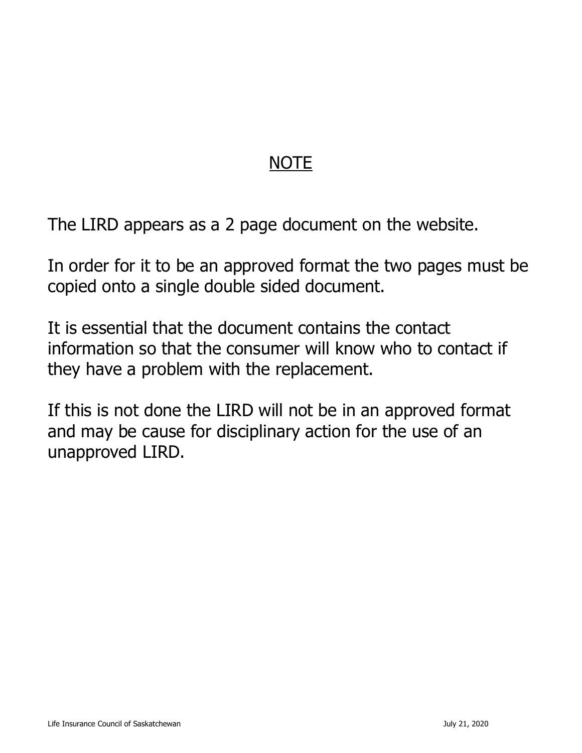# NOTE

The LIRD appears as a 2 page document on the website.

In order for it to be an approved format the two pages must be copied onto a single double sided document.

It is essential that the document contains the contact information so that the consumer will know who to contact if they have a problem with the replacement.

If this is not done the LIRD will not be in an approved format and may be cause for disciplinary action for the use of an unapproved LIRD.

Life Insurance Council of Saskatchewan July 21, 2020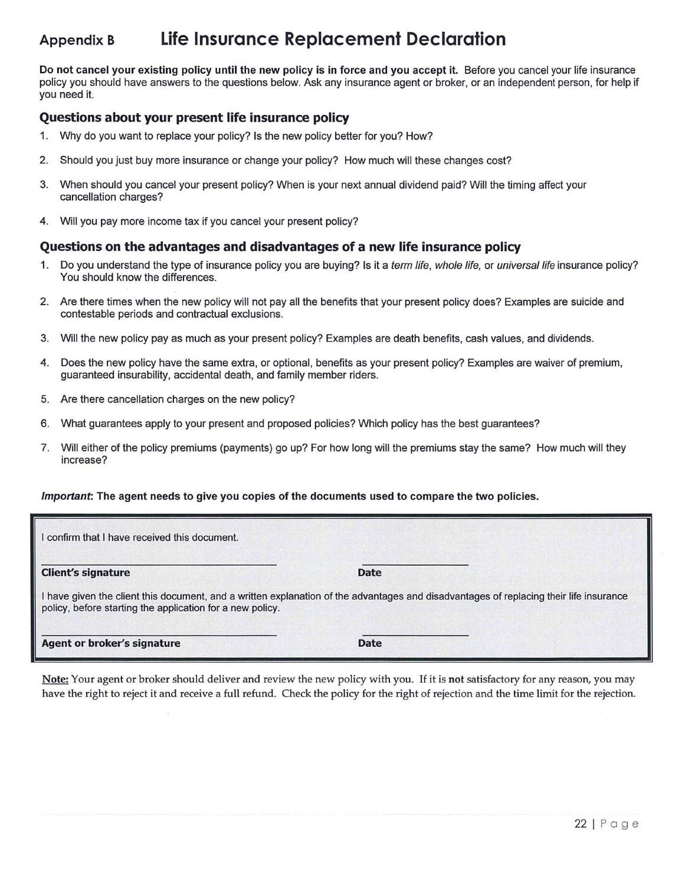## Appendix B Life Insurance Replacement Declaration

**Do not cancel your existing policy until the new policy is in force and you accept it.** Before you cancel your life insurance policy you should have answers to the questions below. Ask any insurance agent or broker, or an independent person, for help if you need it.

### Questions about your present life insurance policy

1. Why do you want to replace your policy? Is the new policy better for you? How?
2. Should you just buy more insurance or change your policy? How much will these changes cost?
3. When should you cancel your present policy? When is your next annual dividend paid? Will the timing affect your cancellation charges?
4. Will you pay more income tax if you cancel your present policy?

### Questions on the advantages and disadvantages of a new life insurance policy

1. Do you understand the type of insurance policy you are buying? Is it a *term life, whole life,* or *universal life* insurance policy? You should know the differences.
2. Are there times when the new policy will not pay all the benefits that your present policy does? Examples are suicide and contestable periods and contractual exclusions.
3. Will the new policy pay as much as your present policy? Examples are death benefits, cash values, and dividends.
4. Does the new policy have the same extra, or optional, benefits as your present policy? Examples are waiver of premium, guaranteed insurability, accidental death, and family member riders.
5. Are there cancellation charges on the new policy?
6. What guarantees apply to your present and proposed policies? Which policy has the best guarantees?
7. Will either of the policy premiums (payments) go up? For how long will the premiums stay the same? How much will they increase?

***Important*: The agent needs to give you copies of the documents used to compare the two policies.**

I confirm that I have received this document.

**Client's signature** _______________ **Date** _______________

I have given the client this document, and a written explanation of the advantages and disadvantages of replacing their life insurance policy, before starting the application for a new policy.

**Agent or broker's signature** _______________ **Date** _______________

Note: Your agent or broker should deliver and review the new policy with you. If it is **not** satisfactory for any reason, you may have the right to reject it and receive a full refund. Check the policy for the right of rejection and the time limit for the rejection.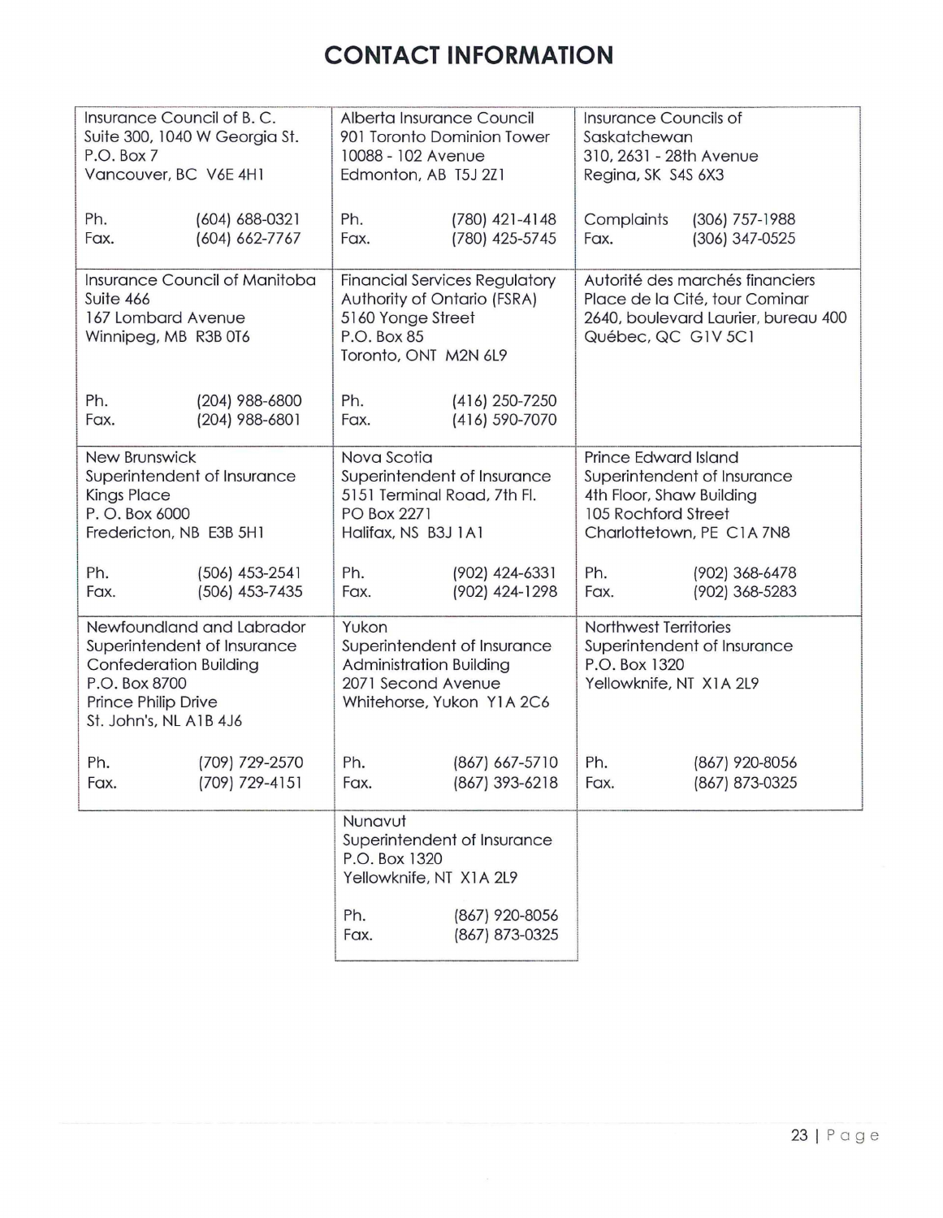# CONTACT INFORMATION

| | | |
|---|---|---|
| Insurance Council of B. C.<br>Suite 300, 1040 W Georgia St.<br>P.O. Box 7<br>Vancouver, BC V6E 4H1<br><br>Ph. (604) 688-0321<br>Fax. (604) 662-7767 | Alberta Insurance Council<br>901 Toronto Dominion Tower<br>10088 - 102 Avenue<br>Edmonton, AB T5J 2Z1<br><br>Ph. (780) 421-4148<br>Fax. (780) 425-5745 | Insurance Councils of Saskatchewan<br>310, 2631 - 28th Avenue<br>Regina, SK S4S 6X3<br><br>Complaints (306) 757-1988<br>Fax. (306) 347-0525 |
| Insurance Council of Manitoba<br>Suite 466<br>167 Lombard Avenue<br>Winnipeg, MB R3B 0T6<br><br>Ph. (204) 988-6800<br>Fax. (204) 988-6801 | Financial Services Regulatory Authority of Ontario (FSRA)<br>5160 Yonge Street<br>P.O. Box 85<br>Toronto, ONT M2N 6L9<br><br>Ph. (416) 250-7250<br>Fax. (416) 590-7070 | Autorité des marchés financiers<br>Place de la Cité, tour Cominar<br>2640, boulevard Laurier, bureau 400<br>Québec, QC G1V 5C1 |
| New Brunswick<br>Superintendent of Insurance<br>Kings Place<br>P. O. Box 6000<br>Fredericton, NB E3B 5H1<br><br>Ph. (506) 453-2541<br>Fax. (506) 453-7435 | Nova Scotia<br>Superintendent of Insurance<br>5151 Terminal Road, 7th Fl.<br>PO Box 2271<br>Halifax, NS B3J 1A1<br><br>Ph. (902) 424-6331<br>Fax. (902) 424-1298 | Prince Edward Island<br>Superintendent of Insurance<br>4th Floor, Shaw Building<br>105 Rochford Street<br>Charlottetown, PE C1A 7N8<br><br>Ph. (902) 368-6478<br>Fax. (902) 368-5283 |
| Newfoundland and Labrador<br>Superintendent of Insurance<br>Confederation Building<br>P.O. Box 8700<br>Prince Philip Drive<br>St. John's, NL A1B 4J6<br><br>Ph. (709) 729-2570<br>Fax. (709) 729-4151 | Yukon<br>Superintendent of Insurance<br>Administration Building<br>2071 Second Avenue<br>Whitehorse, Yukon Y1A 2C6<br><br>Ph. (867) 667-5710<br>Fax. (867) 393-6218 | Northwest Territories<br>Superintendent of Insurance<br>P.O. Box 1320<br>Yellowknife, NT X1A 2L9<br><br>Ph. (867) 920-8056<br>Fax. (867) 873-0325 |
| | Nunavut<br>Superintendent of Insurance<br>P.O. Box 1320<br>Yellowknife, NT X1A 2L9<br><br>Ph. (867) 920-8056<br>Fax. (867) 873-0325 | |